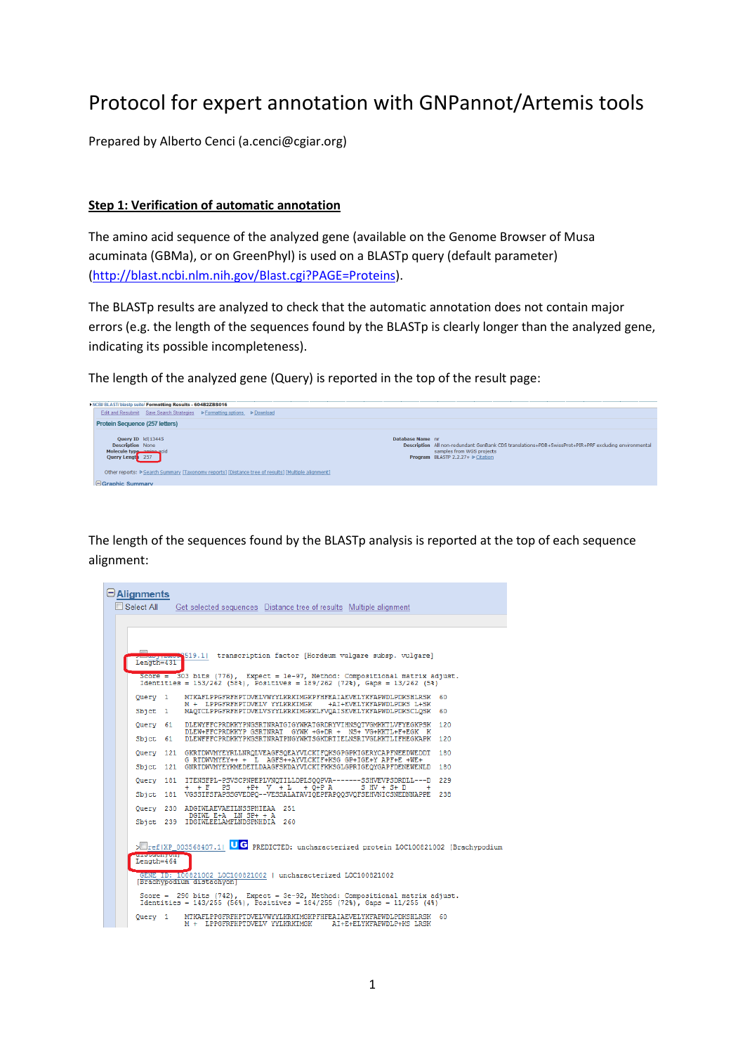# Protocol for expert annotation with GNPannot/Artemis tools

Prepared by Alberto Cenci (a.cenci@cgiar.org)

## Step 1: Verification of automatic annotation

The amino acid sequence of the analyzed gene (available on the Genome Browser of Musa acuminata (GBMa), or on GreenPhyl) is used on a BLASTp query (default parameter) (http://blast.ncbi.nlm.nih.gov/Blast.cgi?PAGE=Proteins).

The BLASTp results are analyzed to check that the automatic annotation does not contain major errors (e.g. the length of the sequences found by the BLASTp is clearly longer than the analyzed gene, indicating its possible incompleteness).

The length of the analyzed gene (Query) is reported in the top of the result page:

The length of the sequences found by the BLASTp analysis is reported at the top of each sequence alignment: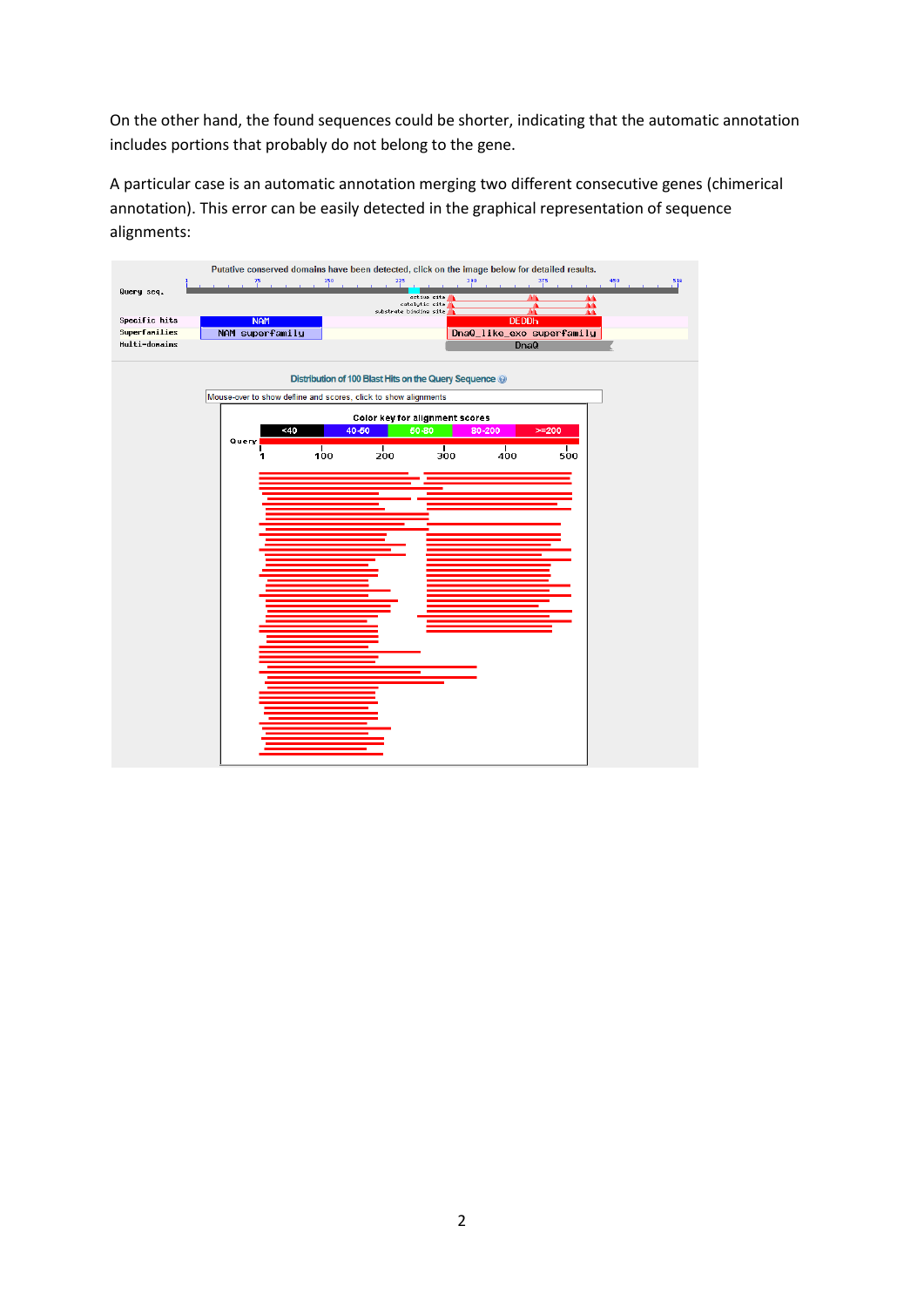On the other hand, the found sequences could be shorter, indicating that the automatic annotation includes portions that probably do not belong to the gene.

A particular case is an automatic annotation merging two different consecutive genes (chimerical annotation). This error can be easily detected in the graphical representation of sequence alignments: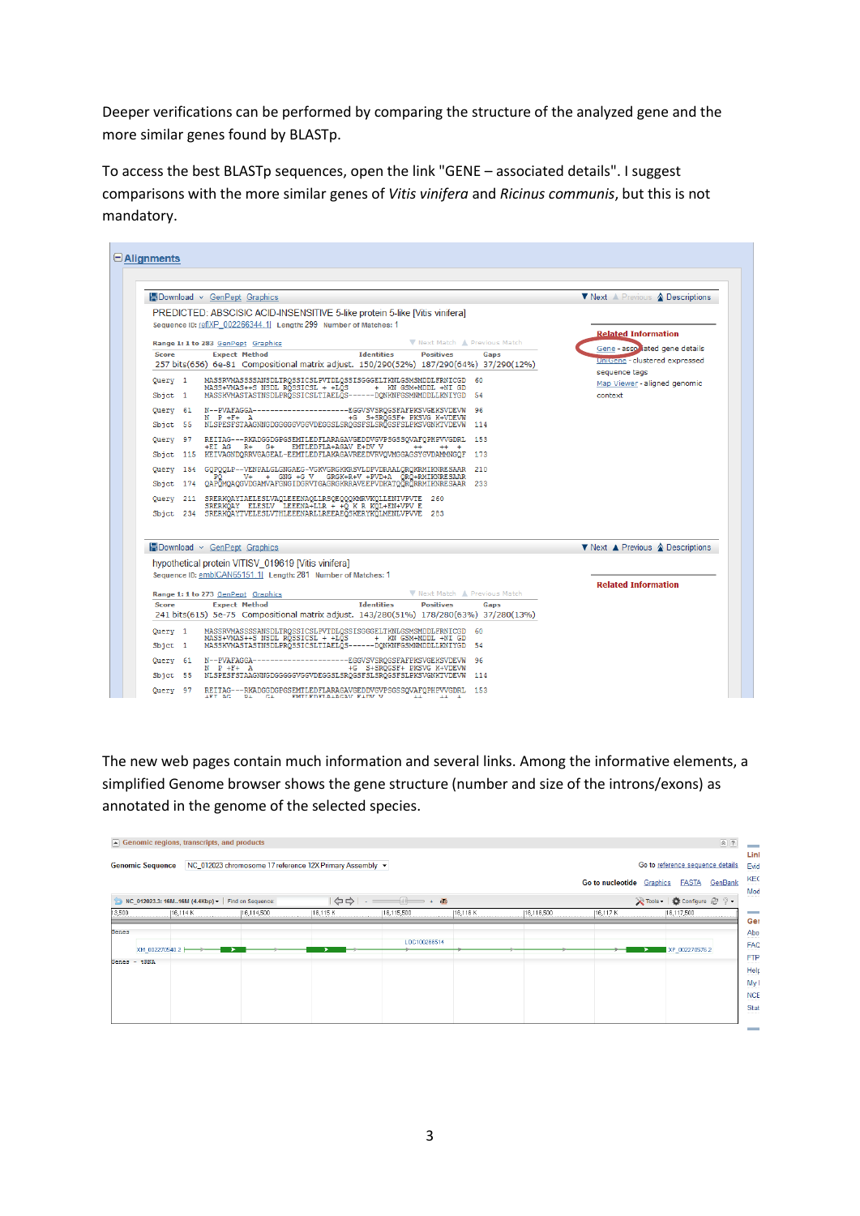Deeper verifications can be performed by comparing the structure of the analyzed gene and the more similar genes found by BLASTp.

To access the best BLASTp sequences, open the link "GENE – associated details". I suggest comparisons with the more similar genes of *Vitis vinifera* and *Ricinus communis*, but this is not mandatory.

The new web pages contain much information and several links. Among the informative elements, a simplified Genome browser shows the gene structure (number and size of the introns/exons) as annotated in the genome of the selected species.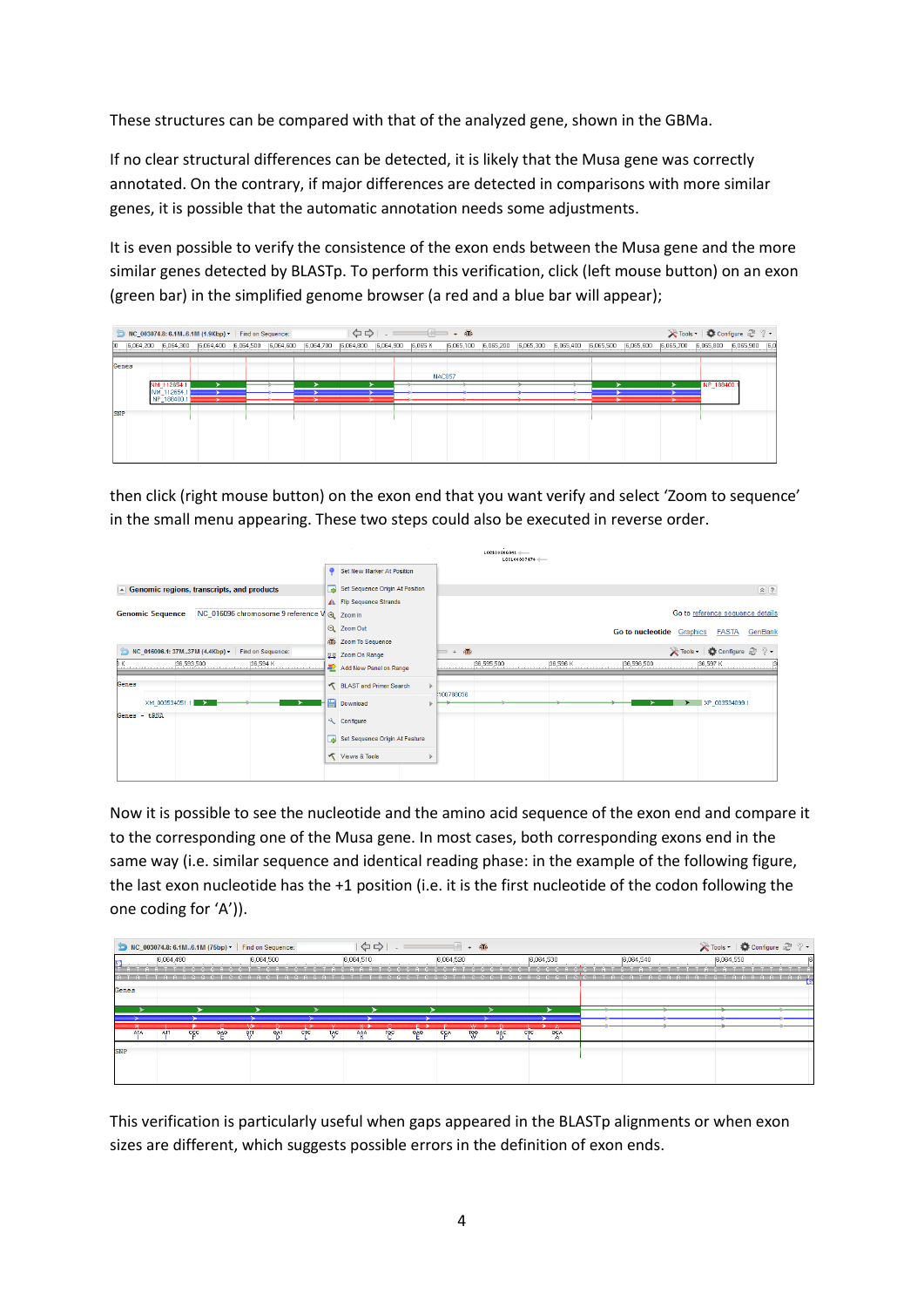These structures can be compared with that of the analyzed gene, shown in the GBMa.

If no clear structural differences can be detected, it is likely that the Musa gene was correctly annotated. On the contrary, if major differences are detected in comparisons with more similar genes, it is possible that the automatic annotation needs some adjustments.

It is even possible to verify the consistence of the exon ends between the Musa gene and the more similar genes detected by BLASTp. To perform this verification, click (left mouse button) on an exon (green bar) in the simplified genome browser (a red and a blue bar will appear);

then click (right mouse button) on the exon end that you want verify and select 'Zoom to sequence' in the small menu appearing. These two steps could also be executed in reverse order.

Now it is possible to see the nucleotide and the amino acid sequence of the exon end and compare it to the corresponding one of the Musa gene. In most cases, both corresponding exons end in the same way (i.e. similar sequence and identical reading phase: in the example of the following figure, the last exon nucleotide has the +1 position (i.e. it is the first nucleotide of the codon following the one coding for 'A')).

This verification is particularly useful when gaps appeared in the BLASTp alignments or when exon sizes are different, which suggests possible errors in the definition of exon ends.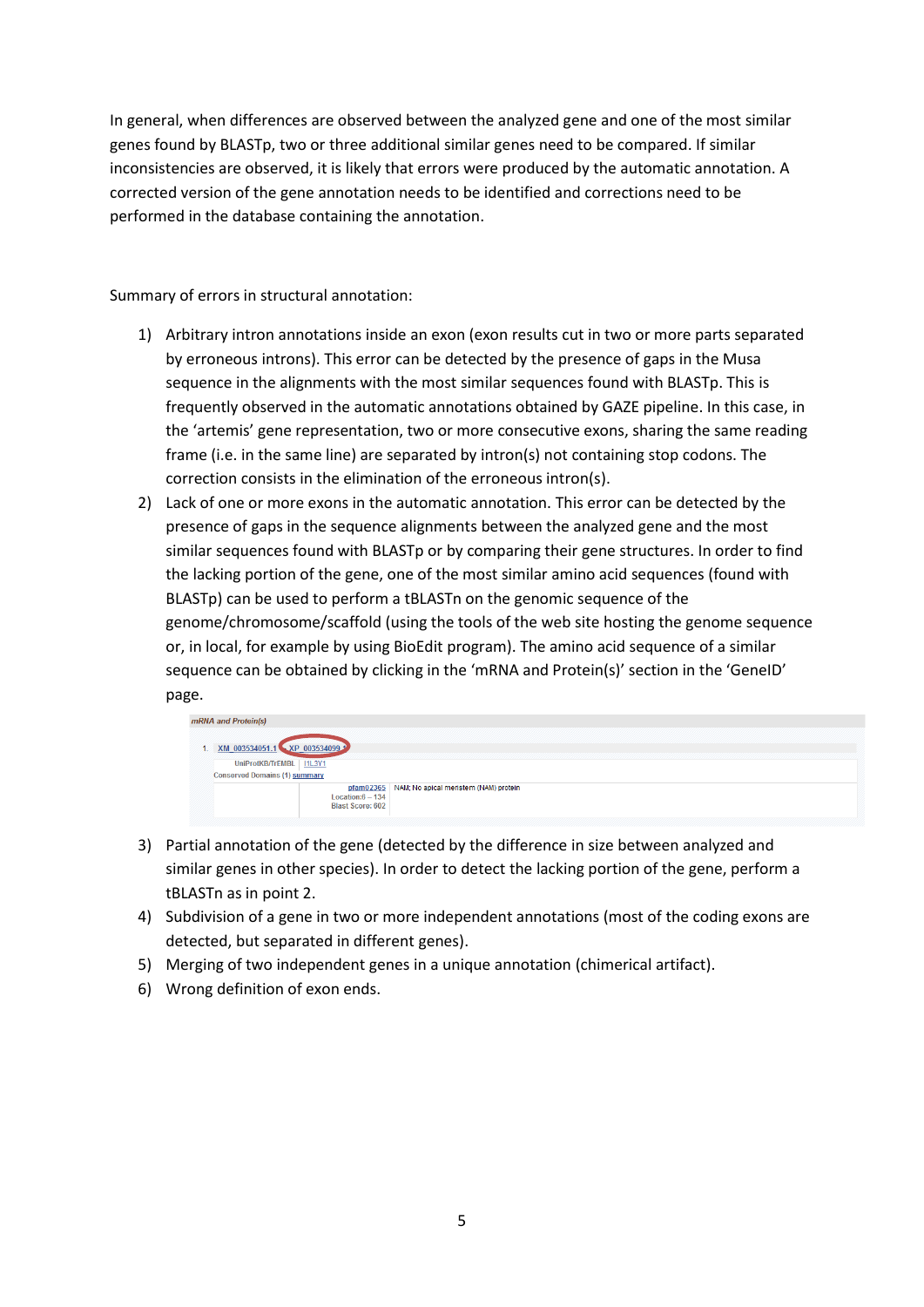In general, when differences are observed between the analyzed gene and one of the most similar genes found by BLASTp, two or three additional similar genes need to be compared. If similar inconsistencies are observed, it is likely that errors were produced by the automatic annotation. A corrected version of the gene annotation needs to be identified and corrections need to be performed in the database containing the annotation.

Summary of errors in structural annotation:

1) Arbitrary intron annotations inside an exon (exon results cut in two or more parts separated by erroneous introns). This error can be detected by the presence of gaps in the Musa sequence in the alignments with the most similar sequences found with BLASTp. This is frequently observed in the automatic annotations obtained by GAZE pipeline. In this case, in the 'artemis' gene representation, two or more consecutive exons, sharing the same reading frame (i.e. in the same line) are separated by intron(s) not containing stop codons. The correction consists in the elimination of the erroneous intron(s).
2) Lack of one or more exons in the automatic annotation. This error can be detected by the presence of gaps in the sequence alignments between the analyzed gene and the most similar sequences found with BLASTp or by comparing their gene structures. In order to find the lacking portion of the gene, one of the most similar amino acid sequences (found with BLASTp) can be used to perform a tBLASTn on the genomic sequence of the genome/chromosome/scaffold (using the tools of the web site hosting the genome sequence or, in local, for example by using BioEdit program). The amino acid sequence of a similar sequence can be obtained by clicking in the 'mRNA and Protein(s)' section in the 'GeneID' page.

   mRNA and Protein(s)

   1. XM_003534051.1 → XP_003534099.1
   UniProtKB/TrEMBL I1L3Y1
   Conserved Domains (1) summary
   pfam02365 NAM; No apical meristem (NAM) protein
   Location:6 – 134
   Blast Score: 602

3) Partial annotation of the gene (detected by the difference in size between analyzed and similar genes in other species). In order to detect the lacking portion of the gene, perform a tBLASTn as in point 2.
4) Subdivision of a gene in two or more independent annotations (most of the coding exons are detected, but separated in different genes).
5) Merging of two independent genes in a unique annotation (chimerical artifact).
6) Wrong definition of exon ends.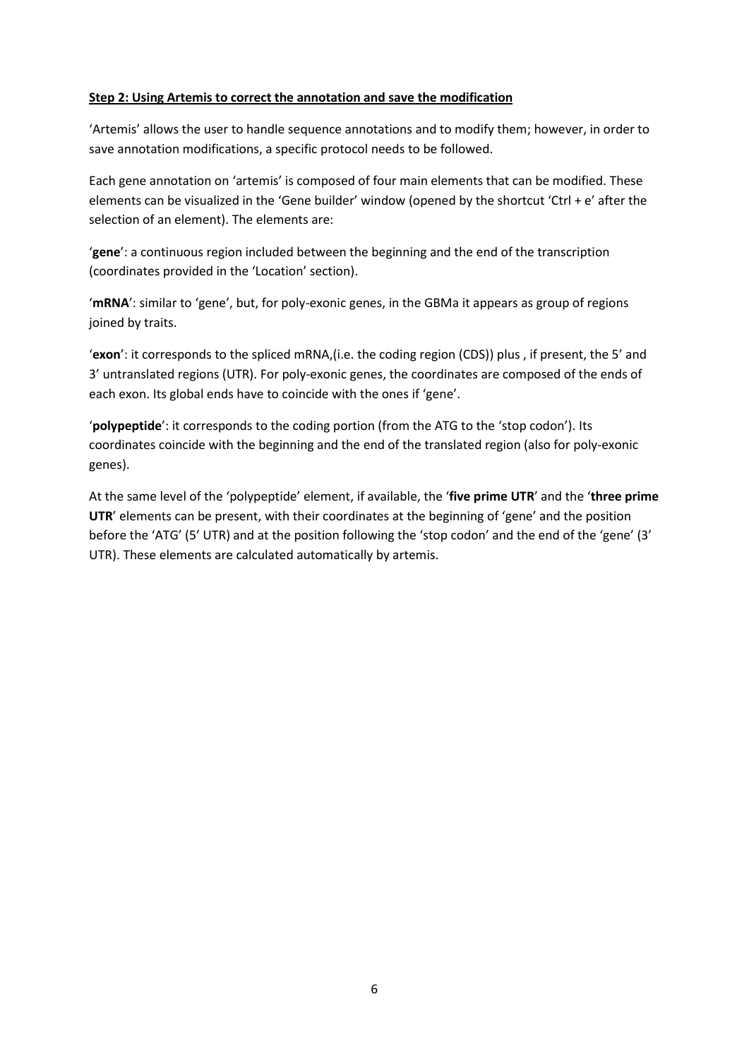**Step 2: Using Artemis to correct the annotation and save the modification**

'Artemis' allows the user to handle sequence annotations and to modify them; however, in order to save annotation modifications, a specific protocol needs to be followed.

Each gene annotation on 'artemis' is composed of four main elements that can be modified. These elements can be visualized in the 'Gene builder' window (opened by the shortcut 'Ctrl + e' after the selection of an element). The elements are:

'**gene**': a continuous region included between the beginning and the end of the transcription (coordinates provided in the 'Location' section).

'**mRNA**': similar to 'gene', but, for poly-exonic genes, in the GBMa it appears as group of regions joined by traits.

'**exon**': it corresponds to the spliced mRNA,(i.e. the coding region (CDS)) plus , if present, the 5' and 3' untranslated regions (UTR). For poly-exonic genes, the coordinates are composed of the ends of each exon. Its global ends have to coincide with the ones if 'gene'.

'**polypeptide**': it corresponds to the coding portion (from the ATG to the 'stop codon'). Its coordinates coincide with the beginning and the end of the translated region (also for poly-exonic genes).

At the same level of the 'polypeptide' element, if available, the '**five prime UTR**' and the '**three prime UTR**' elements can be present, with their coordinates at the beginning of 'gene' and the position before the 'ATG' (5' UTR) and at the position following the 'stop codon' and the end of the 'gene' (3' UTR). These elements are calculated automatically by artemis.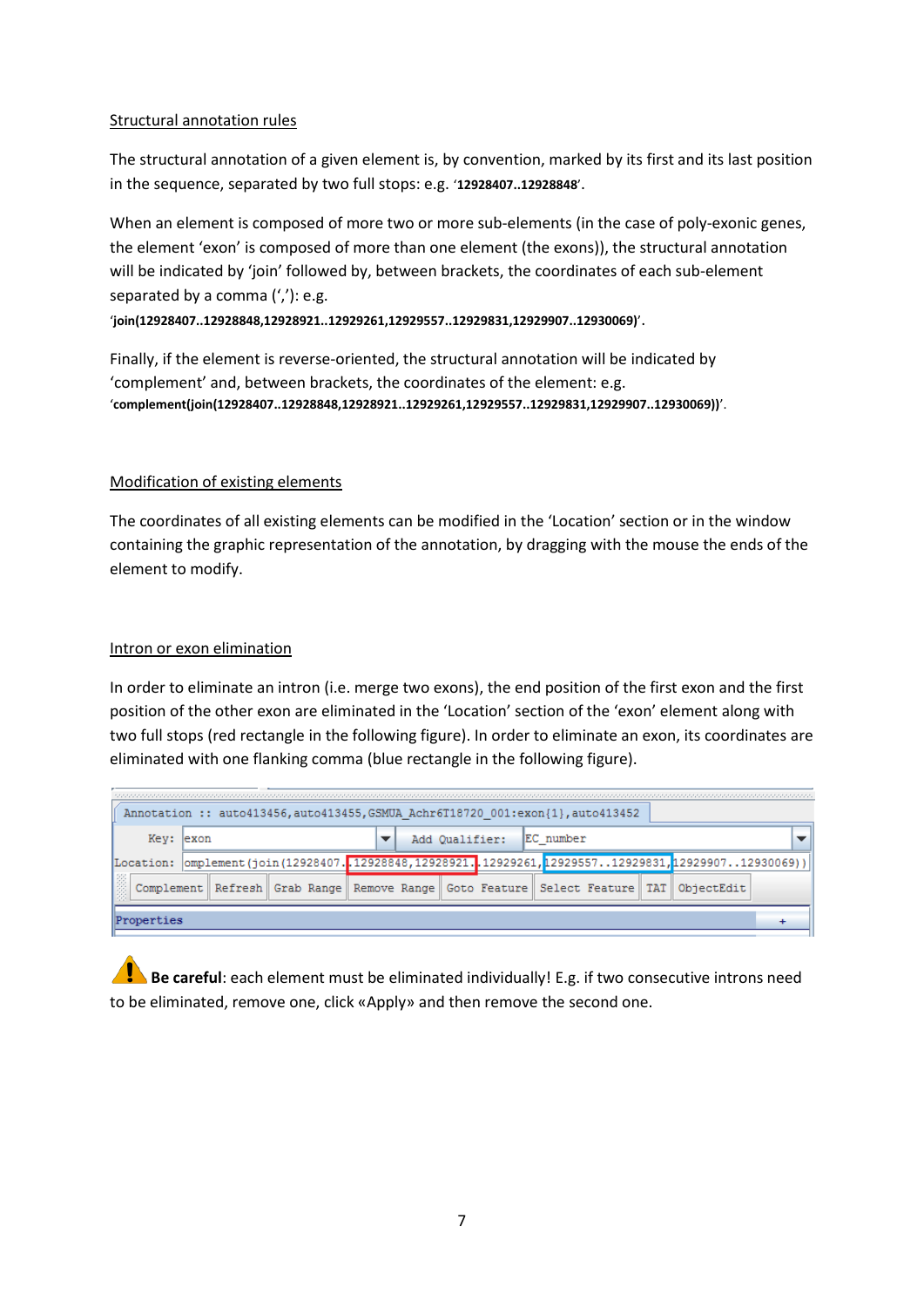Structural annotation rules

The structural annotation of a given element is, by convention, marked by its first and its last position in the sequence, separated by two full stops: e.g. '**12928407..12928848**'.

When an element is composed of more two or more sub-elements (in the case of poly-exonic genes, the element 'exon' is composed of more than one element (the exons)), the structural annotation will be indicated by 'join' followed by, between brackets, the coordinates of each sub-element separated by a comma (','): e.g. '**join(12928407..12928848,12928921..12929261,12929557..12929831,12929907..12930069)**'.

Finally, if the element is reverse-oriented, the structural annotation will be indicated by 'complement' and, between brackets, the coordinates of the element: e.g. '**complement(join(12928407..12928848,12928921..12929261,12929557..12929831,12929907..12930069))**'.

Modification of existing elements

The coordinates of all existing elements can be modified in the 'Location' section or in the window containing the graphic representation of the annotation, by dragging with the mouse the ends of the element to modify.

Intron or exon elimination

In order to eliminate an intron (i.e. merge two exons), the end position of the first exon and the first position of the other exon are eliminated in the 'Location' section of the 'exon' element along with two full stops (red rectangle in the following figure). In order to eliminate an exon, its coordinates are eliminated with one flanking comma (blue rectangle in the following figure).

```
Annotation :: auto413456,auto413455,GSMUA_Achr6T18720_001:exon{1},auto413452
Key: exon                    Add Qualifier:  EC_number
Location: omplement(join(12928407..12928848,12928921..12929261,12929557..12929831,12929907..12930069))
Complement  Refresh  Grab Range  Remove Range  Goto Feature  Select Feature  TAT  ObjectEdit
Properties
```

**Be careful**: each element must be eliminated individually! E.g. if two consecutive introns need to be eliminated, remove one, click «Apply» and then remove the second one.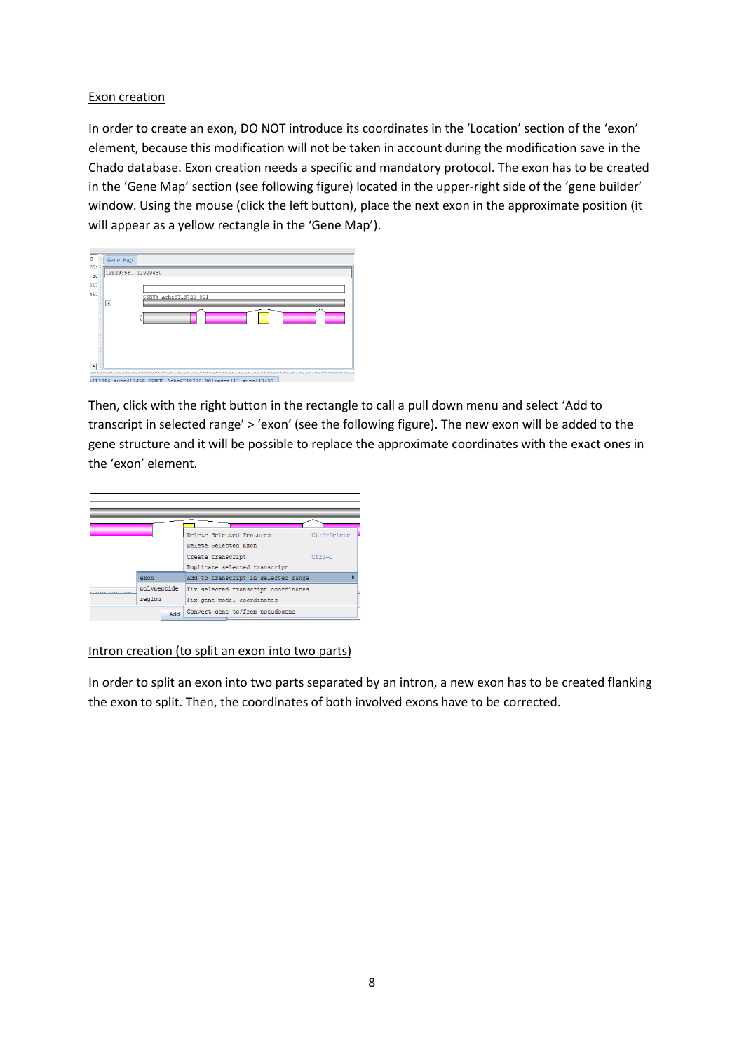Exon creation

In order to create an exon, DO NOT introduce its coordinates in the 'Location' section of the 'exon' element, because this modification will not be taken in account during the modification save in the Chado database. Exon creation needs a specific and mandatory protocol. The exon has to be created in the 'Gene Map' section (see following figure) located in the upper-right side of the 'gene builder' window. Using the mouse (click the left button), place the next exon in the approximate position (it will appear as a yellow rectangle in the 'Gene Map').

Then, click with the right button in the rectangle to call a pull down menu and select 'Add to transcript in selected range' > 'exon' (see the following figure). The new exon will be added to the gene structure and it will be possible to replace the approximate coordinates with the exact ones in the 'exon' element.

Intron creation (to split an exon into two parts)

In order to split an exon into two parts separated by an intron, a new exon has to be created flanking the exon to split. Then, the coordinates of both involved exons have to be corrected.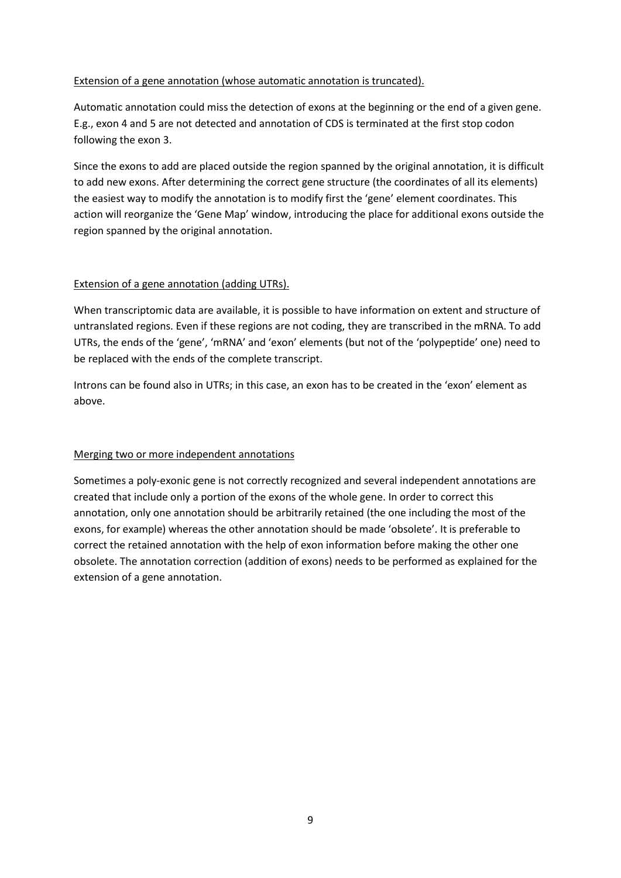<u>Extension of a gene annotation (whose automatic annotation is truncated).</u>

Automatic annotation could miss the detection of exons at the beginning or the end of a given gene. E.g., exon 4 and 5 are not detected and annotation of CDS is terminated at the first stop codon following the exon 3.

Since the exons to add are placed outside the region spanned by the original annotation, it is difficult to add new exons. After determining the correct gene structure (the coordinates of all its elements) the easiest way to modify the annotation is to modify first the 'gene' element coordinates. This action will reorganize the 'Gene Map' window, introducing the place for additional exons outside the region spanned by the original annotation.

<u>Extension of a gene annotation (adding UTRs).</u>

When transcriptomic data are available, it is possible to have information on extent and structure of untranslated regions. Even if these regions are not coding, they are transcribed in the mRNA. To add UTRs, the ends of the 'gene', 'mRNA' and 'exon' elements (but not of the 'polypeptide' one) need to be replaced with the ends of the complete transcript.

Introns can be found also in UTRs; in this case, an exon has to be created in the 'exon' element as above.

<u>Merging two or more independent annotations</u>

Sometimes a poly-exonic gene is not correctly recognized and several independent annotations are created that include only a portion of the exons of the whole gene. In order to correct this annotation, only one annotation should be arbitrarily retained (the one including the most of the exons, for example) whereas the other annotation should be made 'obsolete'. It is preferable to correct the retained annotation with the help of exon information before making the other one obsolete. The annotation correction (addition of exons) needs to be performed as explained for the extension of a gene annotation.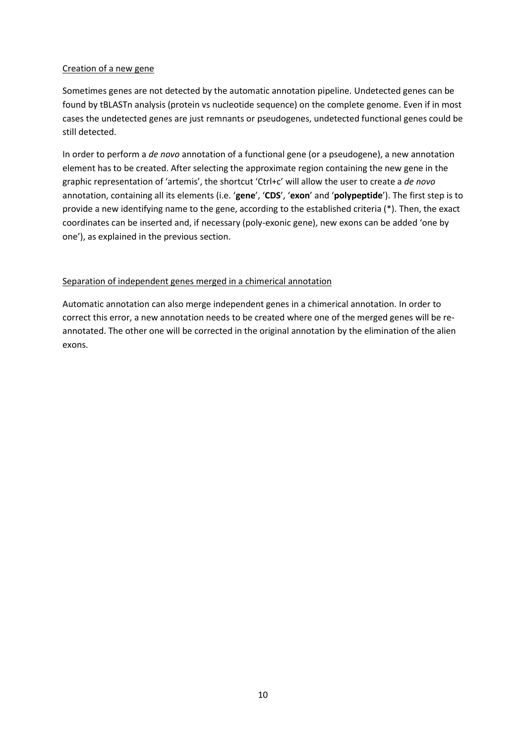<u>Creation of a new gene</u>

Sometimes genes are not detected by the automatic annotation pipeline. Undetected genes can be found by tBLASTn analysis (protein vs nucleotide sequence) on the complete genome. Even if in most cases the undetected genes are just remnants or pseudogenes, undetected functional genes could be still detected.

In order to perform a *de novo* annotation of a functional gene (or a pseudogene), a new annotation element has to be created. After selecting the approximate region containing the new gene in the graphic representation of 'artemis', the shortcut 'Ctrl+c' will allow the user to create a *de novo* annotation, containing all its elements (i.e. '**gene**', '**CDS**', '**exon**' and '**polypeptide**'). The first step is to provide a new identifying name to the gene, according to the established criteria (*). Then, the exact coordinates can be inserted and, if necessary (poly-exonic gene), new exons can be added 'one by one'), as explained in the previous section.

<u>Separation of independent genes merged in a chimerical annotation</u>

Automatic annotation can also merge independent genes in a chimerical annotation. In order to correct this error, a new annotation needs to be created where one of the merged genes will be re-annotated. The other one will be corrected in the original annotation by the elimination of the alien exons.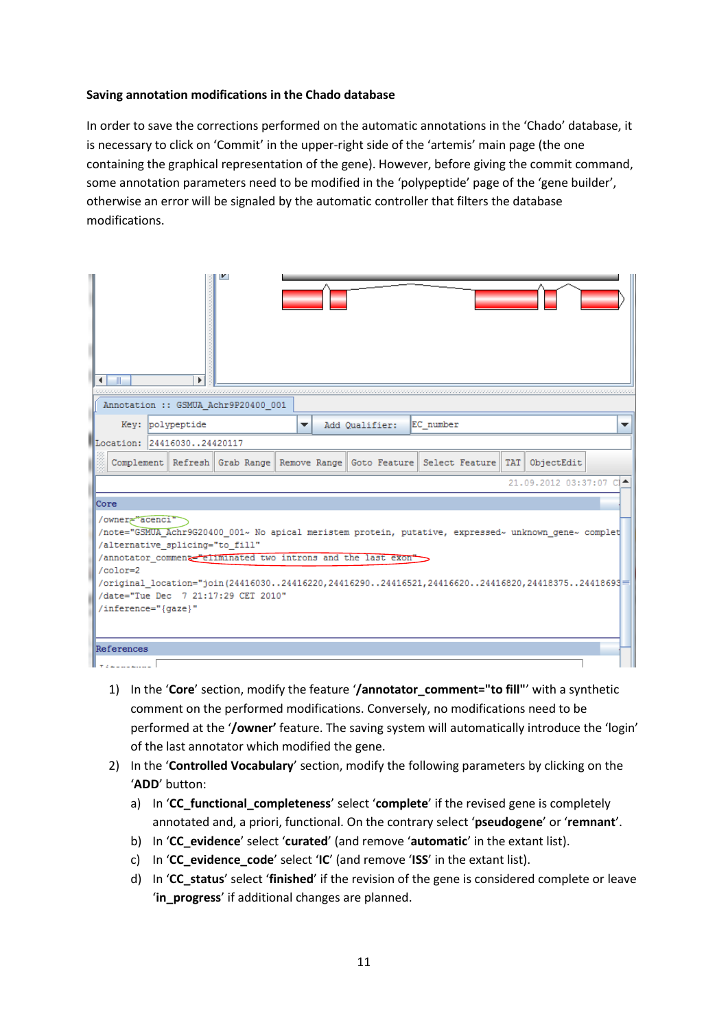**Saving annotation modifications in the Chado database**

In order to save the corrections performed on the automatic annotations in the 'Chado' database, it is necessary to click on 'Commit' in the upper-right side of the 'artemis' main page (the one containing the graphical representation of the gene). However, before giving the commit command, some annotation parameters need to be modified in the 'polypeptide' page of the 'gene builder', otherwise an error will be signaled by the automatic controller that filters the database modifications.

1) In the '**Core**' section, modify the feature '**/annotator_comment="to fill"**' with a synthetic comment on the performed modifications. Conversely, no modifications need to be performed at the '**/owner**' feature. The saving system will automatically introduce the 'login' of the last annotator which modified the gene.
2) In the '**Controlled Vocabulary**' section, modify the following parameters by clicking on the '**ADD**' button:
   a) In '**CC_functional_completeness**' select '**complete**' if the revised gene is completely annotated and, a priori, functional. On the contrary select '**pseudogene**' or '**remnant**'.
   b) In '**CC_evidence**' select '**curated**' (and remove '**automatic**' in the extant list).
   c) In '**CC_evidence_code**' select '**IC**' (and remove '**ISS**' in the extant list).
   d) In '**CC_status**' select '**finished**' if the revision of the gene is considered complete or leave '**in_progress**' if additional changes are planned.